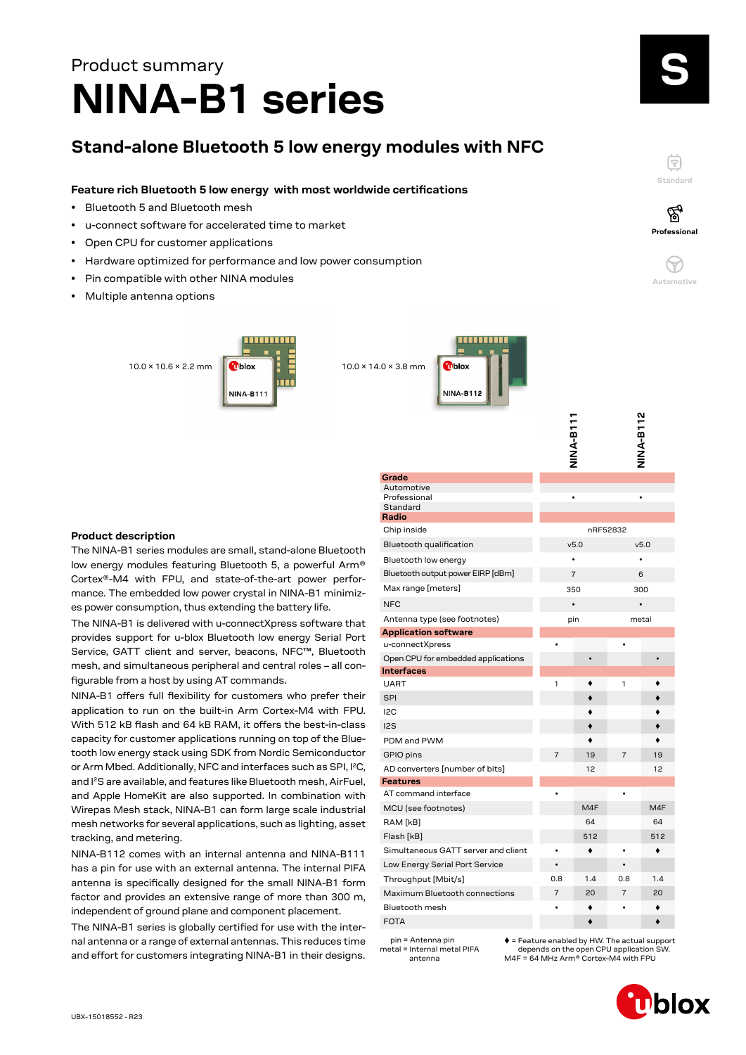Product summary

# NINA-B1 series

## Stand-alone Bluetooth 5 low energy modules with NFC

### Feature rich Bluetooth 5 low energy with most worldwide certifications

- Bluetooth 5 and Bluetooth mesh
- u-connect software for accelerated time to market
- Open CPU for customer applications
- Hardware optimized for performance and low power consumption
- Pin compatible with other NINA modules
- Multiple antenna options

10.0 × 10.6 × 2.2 mm NINA-B111

10.0 × 14.0 × 3.8 mm NINA-B112

### Product description

The NINA-B1 series modules are small, stand-alone Bluetooth low energy modules featuring Bluetooth 5, a powerful Arm® Cortex®-M4 with FPU, and state-of-the-art power performance. The embedded low power crystal in NINA-B1 minimizes power consumption, thus extending the battery life.

The NINA-B1 is delivered with u-connectXpress software that provides support for u-blox Bluetooth low energy Serial Port Service, GATT client and server, beacons, NFC™, Bluetooth mesh, and simultaneous peripheral and central roles – all configurable from a host by using AT commands.

NINA-B1 offers full flexibility for customers who prefer their application to run on the built-in Arm Cortex-M4 with FPU. With 512 kB flash and 64 kB RAM, it offers the best-in-class capacity for customer applications running on top of the Bluetooth low energy stack using SDK from Nordic Semiconductor or Arm Mbed. Additionally, NFC and interfaces such as SPI, I²C, and I²S are available, and features like Bluetooth mesh, AirFuel, and Apple HomeKit are also supported. In combination with Wirepas Mesh stack, NINA-B1 can form large scale industrial mesh networks for several applications, such as lighting, asset tracking, and metering.

NINA-B112 comes with an internal antenna and NINA-B111 has a pin for use with an external antenna. The internal PIFA antenna is specifically designed for the small NINA-B1 form factor and provides an extensive range of more than 300 m, independent of ground plane and component placement.

The NINA-B1 series is globally certified for use with the internal antenna or a range of external antennas. This reduces time and effort for customers integrating NINA-B1 in their designs.

| | NINA-B111 | | NINA-B112 | |
|---|---|---|---|---|
| **Grade** | | | | |
| Automotive | | | | |
| Professional | • | | • | |
| Standard | | | | |
| **Radio** | | | | |
| Chip inside | nRF52832 | | nRF52832 | |
| Bluetooth qualification | v5.0 | | v5.0 | |
| Bluetooth low energy | • | | • | |
| Bluetooth output power EIRP [dBm] | 7 | | 6 | |
| Max range [meters] | 350 | | 300 | |
| NFC | • | | • | |
| Antenna type (see footnotes) | pin | | metal | |
| **Application software** | | | | |
| u-connectXpress | • | | • | |
| Open CPU for embedded applications | | • | | • |
| **Interfaces** | | | | |
| UART | 1 | ♦ | 1 | ♦ |
| SPI | | ♦ | | ♦ |
| I2C | | ♦ | | ♦ |
| I2S | | ♦ | | ♦ |
| PDM and PWM | | ♦ | | ♦ |
| GPIO pins | 7 | 19 | 7 | 19 |
| AD converters [number of bits] | | 12 | | 12 |
| **Features** | | | | |
| AT command interface | • | | • | |
| MCU (see footnotes) | | M4F | | M4F |
| RAM [kB] | | 64 | | 64 |
| Flash [kB] | | 512 | | 512 |
| Simultaneous GATT server and client | • | ♦ | • | ♦ |
| Low Energy Serial Port Service | • | | • | |
| Throughput [Mbit/s] | 0.8 | 1.4 | 0.8 | 1.4 |
| Maximum Bluetooth connections | 7 | 20 | 7 | 20 |
| Bluetooth mesh | • | ♦ | • | ♦ |
| FOTA | | ♦ | | ♦ |

pin = Antenna pin
metal = Internal metal PIFA antenna

♦ = Feature enabled by HW. The actual support depends on the open CPU application SW.
M4F = 64 MHz Arm® Cortex-M4 with FPU

UBX-15018552 - R23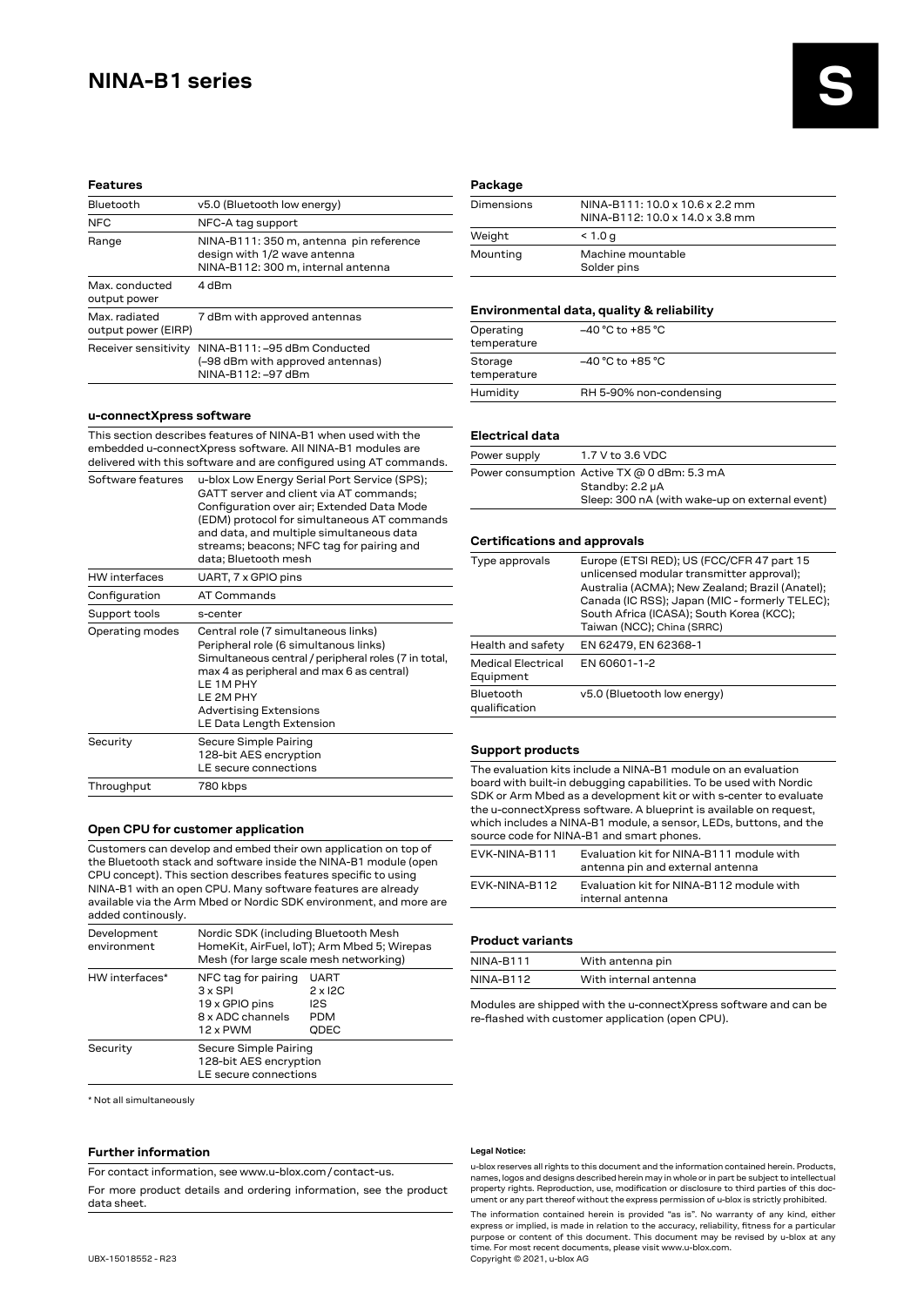# NINA-B1 series

S

### Features

| | |
|---|---|
| Bluetooth | v5.0 (Bluetooth low energy) |
| NFC | NFC-A tag support |
| Range | NINA-B111: 350 m, antenna pin reference design with 1/2 wave antenna<br>NINA-B112: 300 m, internal antenna |
| Max. conducted output power | 4 dBm |
| Max. radiated output power (EIRP) | 7 dBm with approved antennas |
| Receiver sensitivity | NINA-B111: –95 dBm Conducted (–98 dBm with approved antennas)<br>NINA-B112: –97 dBm |

### u-connectXpress software

This section describes features of NINA-B1 when used with the embedded u-connectXpress software. All NINA-B1 modules are delivered with this software and are configured using AT commands.

| | |
|---|---|
| Software features | u-blox Low Energy Serial Port Service (SPS); GATT server and client via AT commands; Configuration over air; Extended Data Mode (EDM) protocol for simultaneous AT commands and data, and multiple simultaneous data streams; beacons; NFC tag for pairing and data; Bluetooth mesh |
| HW interfaces | UART, 7 x GPIO pins |
| Configuration | AT Commands |
| Support tools | s-center |
| Operating modes | Central role (7 simultaneous links)<br>Peripheral role (6 simultanous links)<br>Simultaneous central / peripheral roles (7 in total, max 4 as peripheral and max 6 as central)<br>LE 1M PHY<br>LE 2M PHY<br>Advertising Extensions<br>LE Data Length Extension |
| Security | Secure Simple Pairing<br>128-bit AES encryption<br>LE secure connections |
| Throughput | 780 kbps |

### Open CPU for customer application

Customers can develop and embed their own application on top of the Bluetooth stack and software inside the NINA-B1 module (open CPU concept). This section describes features specific to using NINA-B1 with an open CPU. Many software features are already available via the Arm Mbed or Nordic SDK environment, and more are added continously.

| | | |
|---|---|---|
| Development environment | Nordic SDK (including Bluetooth Mesh HomeKit, AirFuel, IoT); Arm Mbed 5; Wirepas Mesh (for large scale mesh networking) | |
| HW interfaces* | NFC tag for pairing<br>3 x SPI<br>19 x GPIO pins<br>8 x ADC channels<br>12 x PWM | UART<br>2 x I2C<br>I2S<br>PDM<br>QDEC |
| Security | Secure Simple Pairing<br>128-bit AES encryption<br>LE secure connections | |

\* Not all simultaneously

### Package

| | |
|---|---|
| Dimensions | NINA-B111: 10.0 x 10.6 x 2.2 mm<br>NINA-B112: 10.0 x 14.0 x 3.8 mm |
| Weight | < 1.0 g |
| Mounting | Machine mountable<br>Solder pins |

### Environmental data, quality & reliability

| | |
|---|---|
| Operating temperature | –40 °C to +85 °C |
| Storage temperature | –40 °C to +85 °C |
| Humidity | RH 5-90% non-condensing |

### Electrical data

| | |
|---|---|
| Power supply | 1.7 V to 3.6 VDC |
| Power consumption | Active TX @ 0 dBm: 5.3 mA<br>Standby: 2.2 µA<br>Sleep: 300 nA (with wake-up on external event) |

### Certifications and approvals

| | |
|---|---|
| Type approvals | Europe (ETSI RED); US (FCC/CFR 47 part 15 unlicensed modular transmitter approval); Australia (ACMA); New Zealand; Brazil (Anatel); Canada (IC RSS); Japan (MIC - formerly TELEC); South Africa (ICASA); South Korea (KCC); Taiwan (NCC); China (SRRC) |
| Health and safety | EN 62479, EN 62368-1 |
| Medical Electrical Equipment | EN 60601-1-2 |
| Bluetooth qualification | v5.0 (Bluetooth low energy) |

### Support products

The evaluation kits include a NINA-B1 module on an evaluation board with built-in debugging capabilities. To be used with Nordic SDK or Arm Mbed as a development kit or with s-center to evaluate the u-connectXpress software. A blueprint is available on request, which includes a NINA-B1 module, a sensor, LEDs, buttons, and the source code for NINA-B1 and smart phones.

| | |
|---|---|
| EVK-NINA-B111 | Evaluation kit for NINA-B111 module with antenna pin and external antenna |
| EVK-NINA-B112 | Evaluation kit for NINA-B112 module with internal antenna |

### Product variants

| | |
|---|---|
| NINA-B111 | With antenna pin |
| NINA-B112 | With internal antenna |

Modules are shipped with the u-connectXpress software and can be re-flashed with customer application (open CPU).

### Further information

For contact information, see www.u-blox.com / contact-us.

For more product details and ordering information, see the product data sheet.

**Legal Notice:**

u-blox reserves all rights to this document and the information contained herein. Products, names, logos and designs described herein may in whole or in part be subject to intellectual property rights. Reproduction, use, modification or disclosure to third parties of this document or any part thereof without the express permission of u-blox is strictly prohibited.

The information contained herein is provided "as is". No warranty of any kind, either express or implied, is made in relation to the accuracy, reliability, fitness for a particular purpose or content of this document. This document may be revised by u-blox at any time. For most recent documents, please visit www.u-blox.com.

Copyright © 2021, u-blox AG

UBX-15018552 - R23